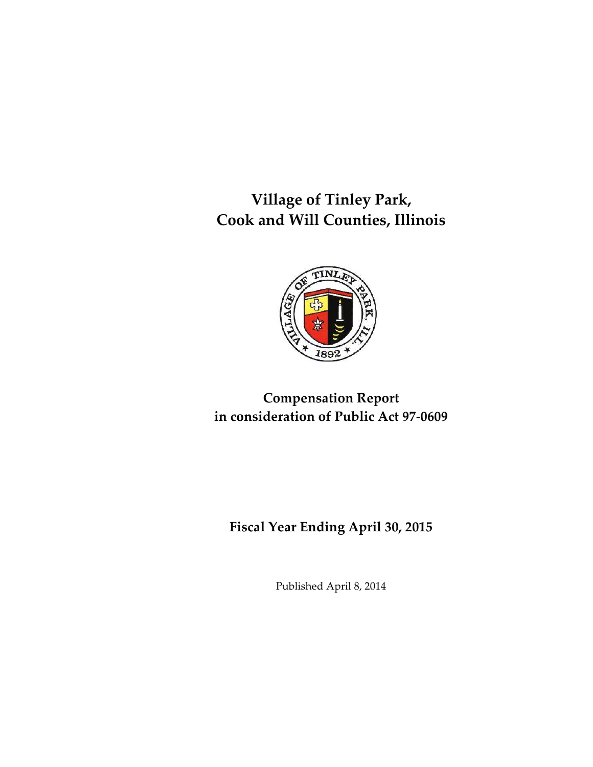# Village of Tinley Park,
# Cook and Will Counties, Illinois

## Compensation Report
## in consideration of Public Act 97-0609

### Fiscal Year Ending April 30, 2015

Published April 8, 2014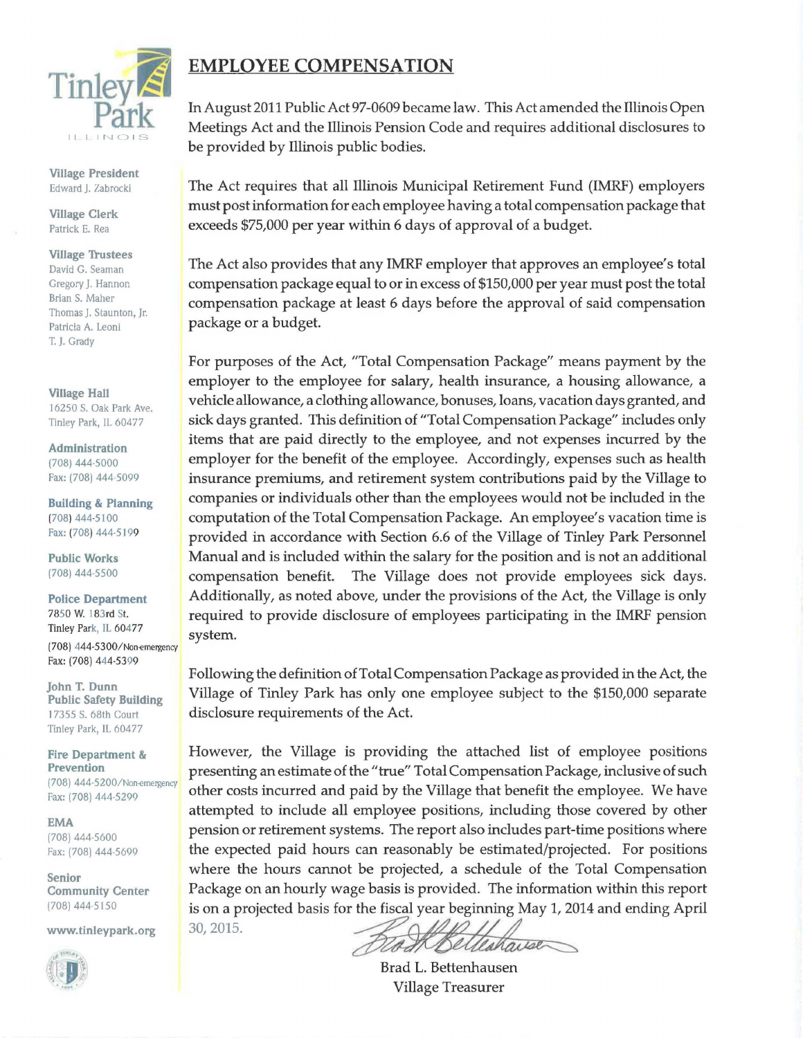Tinley Park
ILLINOIS

**Village President**
Edward J. Zabrocki

**Village Clerk**
Patrick E. Rea

**Village Trustees**
David G. Seaman
Gregory J. Hannon
Brian S. Maher
Thomas J. Staunton, Jr.
Patricia A. Leoni
T. J. Grady

**Village Hall**
16250 S. Oak Park Ave.
Tinley Park, IL 60477

**Administration**
(708) 444-5000
Fax: (708) 444-5099

**Building & Planning**
(708) 444-5100
Fax: (708) 444-5199

**Public Works**
(708) 444-5500

**Police Department**
7850 W. 183rd St.
Tinley Park, IL 60477
(708) 444-5300/Non-emergency
Fax: (708) 444-5399

**John T. Dunn Public Safety Building**
17355 S. 68th Court
Tinley Park, IL 60477

**Fire Department & Prevention**
(708) 444-5200/Non-emergency
Fax: (708) 444-5299

**EMA**
(708) 444-5600
Fax: (708) 444-5699

**Senior Community Center**
(708) 444-5150

www.tinleypark.org

# EMPLOYEE COMPENSATION

In August 2011 Public Act 97-0609 became law. This Act amended the Illinois Open Meetings Act and the Illinois Pension Code and requires additional disclosures to be provided by Illinois public bodies.

The Act requires that all Illinois Municipal Retirement Fund (IMRF) employers must post information for each employee having a total compensation package that exceeds $75,000 per year within 6 days of approval of a budget.

The Act also provides that any IMRF employer that approves an employee's total compensation package equal to or in excess of $150,000 per year must post the total compensation package at least 6 days before the approval of said compensation package or a budget.

For purposes of the Act, "Total Compensation Package" means payment by the employer to the employee for salary, health insurance, a housing allowance, a vehicle allowance, a clothing allowance, bonuses, loans, vacation days granted, and sick days granted. This definition of "Total Compensation Package" includes only items that are paid directly to the employee, and not expenses incurred by the employer for the benefit of the employee. Accordingly, expenses such as health insurance premiums, and retirement system contributions paid by the Village to companies or individuals other than the employees would not be included in the computation of the Total Compensation Package. An employee's vacation time is provided in accordance with Section 6.6 of the Village of Tinley Park Personnel Manual and is included within the salary for the position and is not an additional compensation benefit. The Village does not provide employees sick days. Additionally, as noted above, under the provisions of the Act, the Village is only required to provide disclosure of employees participating in the IMRF pension system.

Following the definition of Total Compensation Package as provided in the Act, the Village of Tinley Park has only one employee subject to the $150,000 separate disclosure requirements of the Act.

However, the Village is providing the attached list of employee positions presenting an estimate of the "true" Total Compensation Package, inclusive of such other costs incurred and paid by the Village that benefit the employee. We have attempted to include all employee positions, including those covered by other pension or retirement systems. The report also includes part-time positions where the expected paid hours can reasonably be estimated/projected. For positions where the hours cannot be projected, a schedule of the Total Compensation Package on an hourly wage basis is provided. The information within this report is on a projected basis for the fiscal year beginning May 1, 2014 and ending April 30, 2015.

Brad L. Bettenhausen
Village Treasurer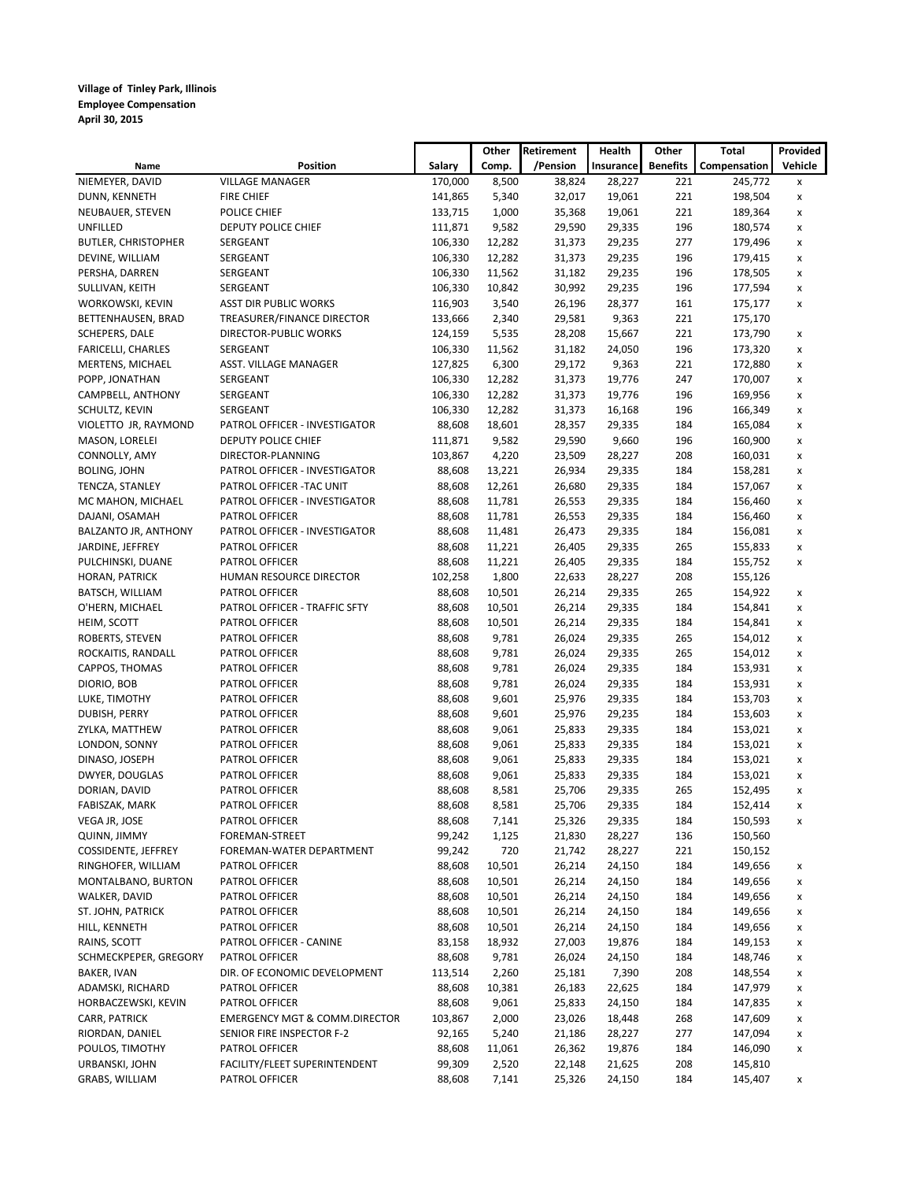**Village of Tinley Park, Illinois**
**Employee Compensation**
**April 30, 2015**

| Name | Position | Salary | Other Comp. | Retirement /Pension | Health Insurance | Other Benefits | Total Compensation | Provided Vehicle |
|---|---|---|---|---|---|---|---|---|
| NIEMEYER, DAVID | VILLAGE MANAGER | 170,000 | 8,500 | 38,824 | 28,227 | 221 | 245,772 | x |
| DUNN, KENNETH | FIRE CHIEF | 141,865 | 5,340 | 32,017 | 19,061 | 221 | 198,504 | x |
| NEUBAUER, STEVEN | POLICE CHIEF | 133,715 | 1,000 | 35,368 | 19,061 | 221 | 189,364 | x |
| UNFILLED | DEPUTY POLICE CHIEF | 111,871 | 9,582 | 29,590 | 29,335 | 196 | 180,574 | x |
| BUTLER, CHRISTOPHER | SERGEANT | 106,330 | 12,282 | 31,373 | 29,235 | 277 | 179,496 | x |
| DEVINE, WILLIAM | SERGEANT | 106,330 | 12,282 | 31,373 | 29,235 | 196 | 179,415 | x |
| PERSHA, DARREN | SERGEANT | 106,330 | 11,562 | 31,182 | 29,235 | 196 | 178,505 | x |
| SULLIVAN, KEITH | SERGEANT | 106,330 | 10,842 | 30,992 | 29,235 | 196 | 177,594 | x |
| WORKOWSKI, KEVIN | ASST DIR PUBLIC WORKS | 116,903 | 3,540 | 26,196 | 28,377 | 161 | 175,177 | x |
| BETTENHAUSEN, BRAD | TREASURER/FINANCE DIRECTOR | 133,666 | 2,340 | 29,581 | 9,363 | 221 | 175,170 | |
| SCHEPERS, DALE | DIRECTOR-PUBLIC WORKS | 124,159 | 5,535 | 28,208 | 15,667 | 221 | 173,790 | x |
| FARICELLI, CHARLES | SERGEANT | 106,330 | 11,562 | 31,182 | 24,050 | 196 | 173,320 | x |
| MERTENS, MICHAEL | ASST. VILLAGE MANAGER | 127,825 | 6,300 | 29,172 | 9,363 | 221 | 172,880 | x |
| POPP, JONATHAN | SERGEANT | 106,330 | 12,282 | 31,373 | 19,776 | 247 | 170,007 | x |
| CAMPBELL, ANTHONY | SERGEANT | 106,330 | 12,282 | 31,373 | 19,776 | 196 | 169,956 | x |
| SCHULTZ, KEVIN | SERGEANT | 106,330 | 12,282 | 31,373 | 16,168 | 196 | 166,349 | x |
| VIOLETTO JR, RAYMOND | PATROL OFFICER - INVESTIGATOR | 88,608 | 18,601 | 28,357 | 29,335 | 184 | 165,084 | x |
| MASON, LORELEI | DEPUTY POLICE CHIEF | 111,871 | 9,582 | 29,590 | 9,660 | 196 | 160,900 | x |
| CONNOLLY, AMY | DIRECTOR-PLANNING | 103,867 | 4,220 | 23,509 | 28,227 | 208 | 160,031 | x |
| BOLING, JOHN | PATROL OFFICER - INVESTIGATOR | 88,608 | 13,221 | 26,934 | 29,335 | 184 | 158,281 | x |
| TENCZA, STANLEY | PATROL OFFICER -TAC UNIT | 88,608 | 12,261 | 26,680 | 29,335 | 184 | 157,067 | x |
| MC MAHON, MICHAEL | PATROL OFFICER - INVESTIGATOR | 88,608 | 11,781 | 26,553 | 29,335 | 184 | 156,460 | x |
| DAJANI, OSAMAH | PATROL OFFICER | 88,608 | 11,781 | 26,553 | 29,335 | 184 | 156,460 | x |
| BALZANTO JR, ANTHONY | PATROL OFFICER - INVESTIGATOR | 88,608 | 11,481 | 26,473 | 29,335 | 184 | 156,081 | x |
| JARDINE, JEFFREY | PATROL OFFICER | 88,608 | 11,221 | 26,405 | 29,335 | 265 | 155,833 | x |
| PULCHINSKI, DUANE | PATROL OFFICER | 88,608 | 11,221 | 26,405 | 29,335 | 184 | 155,752 | x |
| HORAN, PATRICK | HUMAN RESOURCE DIRECTOR | 102,258 | 1,800 | 22,633 | 28,227 | 208 | 155,126 | |
| BATSCH, WILLIAM | PATROL OFFICER | 88,608 | 10,501 | 26,214 | 29,335 | 265 | 154,922 | x |
| O'HERN, MICHAEL | PATROL OFFICER - TRAFFIC SFTY | 88,608 | 10,501 | 26,214 | 29,335 | 184 | 154,841 | x |
| HEIM, SCOTT | PATROL OFFICER | 88,608 | 10,501 | 26,214 | 29,335 | 184 | 154,841 | x |
| ROBERTS, STEVEN | PATROL OFFICER | 88,608 | 9,781 | 26,024 | 29,335 | 265 | 154,012 | x |
| ROCKAITIS, RANDALL | PATROL OFFICER | 88,608 | 9,781 | 26,024 | 29,335 | 265 | 154,012 | x |
| CAPPOS, THOMAS | PATROL OFFICER | 88,608 | 9,781 | 26,024 | 29,335 | 184 | 153,931 | x |
| DIORIO, BOB | PATROL OFFICER | 88,608 | 9,781 | 26,024 | 29,335 | 184 | 153,931 | x |
| LUKE, TIMOTHY | PATROL OFFICER | 88,608 | 9,601 | 25,976 | 29,335 | 184 | 153,703 | x |
| DUBISH, PERRY | PATROL OFFICER | 88,608 | 9,601 | 25,976 | 29,235 | 184 | 153,603 | x |
| ZYLKA, MATTHEW | PATROL OFFICER | 88,608 | 9,061 | 25,833 | 29,335 | 184 | 153,021 | x |
| LONDON, SONNY | PATROL OFFICER | 88,608 | 9,061 | 25,833 | 29,335 | 184 | 153,021 | x |
| DINASO, JOSEPH | PATROL OFFICER | 88,608 | 9,061 | 25,833 | 29,335 | 184 | 153,021 | x |
| DWYER, DOUGLAS | PATROL OFFICER | 88,608 | 9,061 | 25,833 | 29,335 | 184 | 153,021 | x |
| DORIAN, DAVID | PATROL OFFICER | 88,608 | 8,581 | 25,706 | 29,335 | 265 | 152,495 | x |
| FABISZAK, MARK | PATROL OFFICER | 88,608 | 8,581 | 25,706 | 29,335 | 184 | 152,414 | x |
| VEGA JR, JOSE | PATROL OFFICER | 88,608 | 7,141 | 25,326 | 29,335 | 184 | 150,593 | x |
| QUINN, JIMMY | FOREMAN-STREET | 99,242 | 1,125 | 21,830 | 28,227 | 136 | 150,560 | |
| COSSIDENTE, JEFFREY | FOREMAN-WATER DEPARTMENT | 99,242 | 720 | 21,742 | 28,227 | 221 | 150,152 | |
| RINGHOFER, WILLIAM | PATROL OFFICER | 88,608 | 10,501 | 26,214 | 24,150 | 184 | 149,656 | x |
| MONTALBANO, BURTON | PATROL OFFICER | 88,608 | 10,501 | 26,214 | 24,150 | 184 | 149,656 | x |
| WALKER, DAVID | PATROL OFFICER | 88,608 | 10,501 | 26,214 | 24,150 | 184 | 149,656 | x |
| ST. JOHN, PATRICK | PATROL OFFICER | 88,608 | 10,501 | 26,214 | 24,150 | 184 | 149,656 | x |
| HILL, KENNETH | PATROL OFFICER | 88,608 | 10,501 | 26,214 | 24,150 | 184 | 149,656 | x |
| RAINS, SCOTT | PATROL OFFICER - CANINE | 83,158 | 18,932 | 27,003 | 19,876 | 184 | 149,153 | x |
| SCHMECKPEPER, GREGORY | PATROL OFFICER | 88,608 | 9,781 | 26,024 | 24,150 | 184 | 148,746 | x |
| BAKER, IVAN | DIR. OF ECONOMIC DEVELOPMENT | 113,514 | 2,260 | 25,181 | 7,390 | 208 | 148,554 | x |
| ADAMSKI, RICHARD | PATROL OFFICER | 88,608 | 10,381 | 26,183 | 22,625 | 184 | 147,979 | x |
| HORBACZEWSKI, KEVIN | PATROL OFFICER | 88,608 | 9,061 | 25,833 | 24,150 | 184 | 147,835 | x |
| CARR, PATRICK | EMERGENCY MGT & COMM.DIRECTOR | 103,867 | 2,000 | 23,026 | 18,448 | 268 | 147,609 | x |
| RIORDAN, DANIEL | SENIOR FIRE INSPECTOR F-2 | 92,165 | 5,240 | 21,186 | 28,227 | 277 | 147,094 | x |
| POULOS, TIMOTHY | PATROL OFFICER | 88,608 | 11,061 | 26,362 | 19,876 | 184 | 146,090 | x |
| URBANSKI, JOHN | FACILITY/FLEET SUPERINTENDENT | 99,309 | 2,520 | 22,148 | 21,625 | 208 | 145,810 | |
| GRABS, WILLIAM | PATROL OFFICER | 88,608 | 7,141 | 25,326 | 24,150 | 184 | 145,407 | x |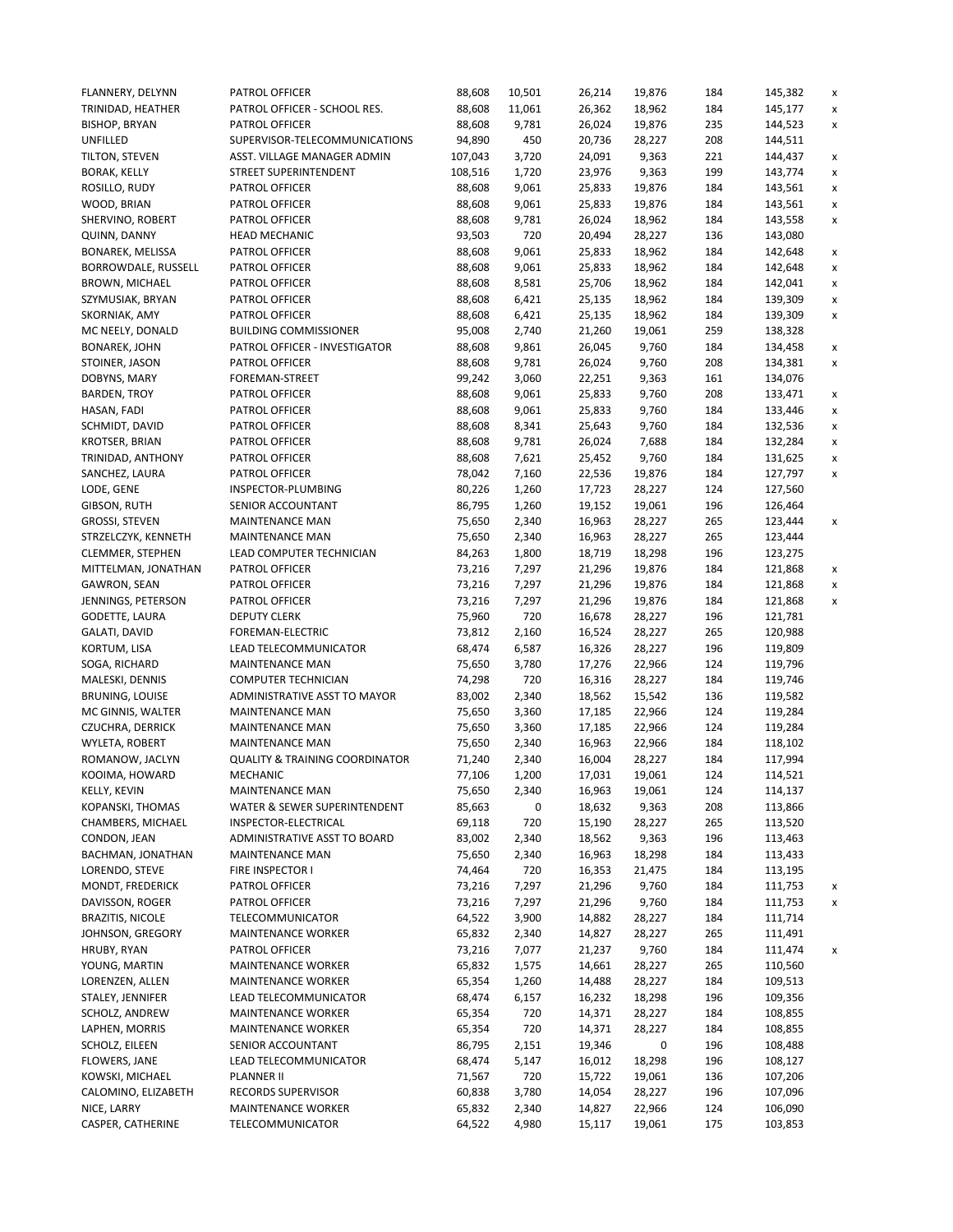| | | | | | | | | |
|---|---|---|---|---|---|---|---|---|
| FLANNERY, DELYNN | PATROL OFFICER | 88,608 | 10,501 | 26,214 | 19,876 | 184 | 145,382 | x |
| TRINIDAD, HEATHER | PATROL OFFICER - SCHOOL RES. | 88,608 | 11,061 | 26,362 | 18,962 | 184 | 145,177 | x |
| BISHOP, BRYAN | PATROL OFFICER | 88,608 | 9,781 | 26,024 | 19,876 | 235 | 144,523 | x |
| UNFILLED | SUPERVISOR-TELECOMMUNICATIONS | 94,890 | 450 | 20,736 | 28,227 | 208 | 144,511 | |
| TILTON, STEVEN | ASST. VILLAGE MANAGER ADMIN | 107,043 | 3,720 | 24,091 | 9,363 | 221 | 144,437 | x |
| BORAK, KELLY | STREET SUPERINTENDENT | 108,516 | 1,720 | 23,976 | 9,363 | 199 | 143,774 | x |
| ROSILLO, RUDY | PATROL OFFICER | 88,608 | 9,061 | 25,833 | 19,876 | 184 | 143,561 | x |
| WOOD, BRIAN | PATROL OFFICER | 88,608 | 9,061 | 25,833 | 19,876 | 184 | 143,561 | x |
| SHERVINO, ROBERT | PATROL OFFICER | 88,608 | 9,781 | 26,024 | 18,962 | 184 | 143,558 | x |
| QUINN, DANNY | HEAD MECHANIC | 93,503 | 720 | 20,494 | 28,227 | 136 | 143,080 | |
| BONAREK, MELISSA | PATROL OFFICER | 88,608 | 9,061 | 25,833 | 18,962 | 184 | 142,648 | x |
| BORROWDALE, RUSSELL | PATROL OFFICER | 88,608 | 9,061 | 25,833 | 18,962 | 184 | 142,648 | x |
| BROWN, MICHAEL | PATROL OFFICER | 88,608 | 8,581 | 25,706 | 18,962 | 184 | 142,041 | x |
| SZYMUSIAK, BRYAN | PATROL OFFICER | 88,608 | 6,421 | 25,135 | 18,962 | 184 | 139,309 | x |
| SKORNIAK, AMY | PATROL OFFICER | 88,608 | 6,421 | 25,135 | 18,962 | 184 | 139,309 | x |
| MC NEELY, DONALD | BUILDING COMMISSIONER | 95,008 | 2,740 | 21,260 | 19,061 | 259 | 138,328 | |
| BONAREK, JOHN | PATROL OFFICER - INVESTIGATOR | 88,608 | 9,861 | 26,045 | 9,760 | 184 | 134,458 | x |
| STOINER, JASON | PATROL OFFICER | 88,608 | 9,781 | 26,024 | 9,760 | 208 | 134,381 | x |
| DOBYNS, MARY | FOREMAN-STREET | 99,242 | 3,060 | 22,251 | 9,363 | 161 | 134,076 | |
| BARDEN, TROY | PATROL OFFICER | 88,608 | 9,061 | 25,833 | 9,760 | 208 | 133,471 | x |
| HASAN, FADI | PATROL OFFICER | 88,608 | 9,061 | 25,833 | 9,760 | 184 | 133,446 | x |
| SCHMIDT, DAVID | PATROL OFFICER | 88,608 | 8,341 | 25,643 | 9,760 | 184 | 132,536 | x |
| KROTSER, BRIAN | PATROL OFFICER | 88,608 | 9,781 | 26,024 | 7,688 | 184 | 132,284 | x |
| TRINIDAD, ANTHONY | PATROL OFFICER | 88,608 | 7,621 | 25,452 | 9,760 | 184 | 131,625 | x |
| SANCHEZ, LAURA | PATROL OFFICER | 78,042 | 7,160 | 22,536 | 19,876 | 184 | 127,797 | x |
| LODE, GENE | INSPECTOR-PLUMBING | 80,226 | 1,260 | 17,723 | 28,227 | 124 | 127,560 | |
| GIBSON, RUTH | SENIOR ACCOUNTANT | 86,795 | 1,260 | 19,152 | 19,061 | 196 | 126,464 | |
| GROSSI, STEVEN | MAINTENANCE MAN | 75,650 | 2,340 | 16,963 | 28,227 | 265 | 123,444 | x |
| STRZELCZYK, KENNETH | MAINTENANCE MAN | 75,650 | 2,340 | 16,963 | 28,227 | 265 | 123,444 | |
| CLEMMER, STEPHEN | LEAD COMPUTER TECHNICIAN | 84,263 | 1,800 | 18,719 | 18,298 | 196 | 123,275 | |
| MITTELMAN, JONATHAN | PATROL OFFICER | 73,216 | 7,297 | 21,296 | 19,876 | 184 | 121,868 | x |
| GAWRON, SEAN | PATROL OFFICER | 73,216 | 7,297 | 21,296 | 19,876 | 184 | 121,868 | x |
| JENNINGS, PETERSON | PATROL OFFICER | 73,216 | 7,297 | 21,296 | 19,876 | 184 | 121,868 | x |
| GODETTE, LAURA | DEPUTY CLERK | 75,960 | 720 | 16,678 | 28,227 | 196 | 121,781 | |
| GALATI, DAVID | FOREMAN-ELECTRIC | 73,812 | 2,160 | 16,524 | 28,227 | 265 | 120,988 | |
| KORTUM, LISA | LEAD TELECOMMUNICATOR | 68,474 | 6,587 | 16,326 | 28,227 | 196 | 119,809 | |
| SOGA, RICHARD | MAINTENANCE MAN | 75,650 | 3,780 | 17,276 | 22,966 | 124 | 119,796 | |
| MALESKI, DENNIS | COMPUTER TECHNICIAN | 74,298 | 720 | 16,316 | 28,227 | 184 | 119,746 | |
| BRUNING, LOUISE | ADMINISTRATIVE ASST TO MAYOR | 83,002 | 2,340 | 18,562 | 15,542 | 136 | 119,582 | |
| MC GINNIS, WALTER | MAINTENANCE MAN | 75,650 | 3,360 | 17,185 | 22,966 | 124 | 119,284 | |
| CZUCHRA, DERRICK | MAINTENANCE MAN | 75,650 | 3,360 | 17,185 | 22,966 | 124 | 119,284 | |
| WYLETA, ROBERT | MAINTENANCE MAN | 75,650 | 2,340 | 16,963 | 22,966 | 184 | 118,102 | |
| ROMANOW, JACLYN | QUALITY & TRAINING COORDINATOR | 71,240 | 2,340 | 16,004 | 28,227 | 184 | 117,994 | |
| KOOIMA, HOWARD | MECHANIC | 77,106 | 1,200 | 17,031 | 19,061 | 124 | 114,521 | |
| KELLY, KEVIN | MAINTENANCE MAN | 75,650 | 2,340 | 16,963 | 19,061 | 124 | 114,137 | |
| KOPANSKI, THOMAS | WATER & SEWER SUPERINTENDENT | 85,663 | 0 | 18,632 | 9,363 | 208 | 113,866 | |
| CHAMBERS, MICHAEL | INSPECTOR-ELECTRICAL | 69,118 | 720 | 15,190 | 28,227 | 265 | 113,520 | |
| CONDON, JEAN | ADMINISTRATIVE ASST TO BOARD | 83,002 | 2,340 | 18,562 | 9,363 | 196 | 113,463 | |
| BACHMAN, JONATHAN | MAINTENANCE MAN | 75,650 | 2,340 | 16,963 | 18,298 | 184 | 113,433 | |
| LORENDO, STEVE | FIRE INSPECTOR I | 74,464 | 720 | 16,353 | 21,475 | 184 | 113,195 | |
| MONDT, FREDERICK | PATROL OFFICER | 73,216 | 7,297 | 21,296 | 9,760 | 184 | 111,753 | x |
| DAVISSON, ROGER | PATROL OFFICER | 73,216 | 7,297 | 21,296 | 9,760 | 184 | 111,753 | x |
| BRAZITIS, NICOLE | TELECOMMUNICATOR | 64,522 | 3,900 | 14,882 | 28,227 | 184 | 111,714 | |
| JOHNSON, GREGORY | MAINTENANCE WORKER | 65,832 | 2,340 | 14,827 | 28,227 | 265 | 111,491 | |
| HRUBY, RYAN | PATROL OFFICER | 73,216 | 7,077 | 21,237 | 9,760 | 184 | 111,474 | x |
| YOUNG, MARTIN | MAINTENANCE WORKER | 65,832 | 1,575 | 14,661 | 28,227 | 265 | 110,560 | |
| LORENZEN, ALLEN | MAINTENANCE WORKER | 65,354 | 1,260 | 14,488 | 28,227 | 184 | 109,513 | |
| STALEY, JENNIFER | LEAD TELECOMMUNICATOR | 68,474 | 6,157 | 16,232 | 18,298 | 196 | 109,356 | |
| SCHOLZ, ANDREW | MAINTENANCE WORKER | 65,354 | 720 | 14,371 | 28,227 | 184 | 108,855 | |
| LAPHEN, MORRIS | MAINTENANCE WORKER | 65,354 | 720 | 14,371 | 28,227 | 184 | 108,855 | |
| SCHOLZ, EILEEN | SENIOR ACCOUNTANT | 86,795 | 2,151 | 19,346 | 0 | 196 | 108,488 | |
| FLOWERS, JANE | LEAD TELECOMMUNICATOR | 68,474 | 5,147 | 16,012 | 18,298 | 196 | 108,127 | |
| KOWSKI, MICHAEL | PLANNER II | 71,567 | 720 | 15,722 | 19,061 | 136 | 107,206 | |
| CALOMINO, ELIZABETH | RECORDS SUPERVISOR | 60,838 | 3,780 | 14,054 | 28,227 | 196 | 107,096 | |
| NICE, LARRY | MAINTENANCE WORKER | 65,832 | 2,340 | 14,827 | 22,966 | 124 | 106,090 | |
| CASPER, CATHERINE | TELECOMMUNICATOR | 64,522 | 4,980 | 15,117 | 19,061 | 175 | 103,853 | |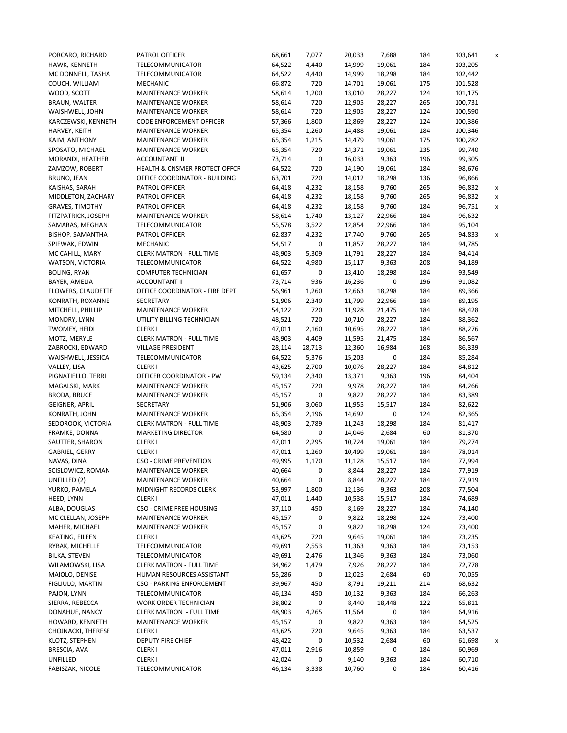| | | | | | | | | |
|---|---|---|---|---|---|---|---|---|
| PORCARO, RICHARD | PATROL OFFICER | 68,661 | 7,077 | 20,033 | 7,688 | 184 | 103,641 | x |
| HAWK, KENNETH | TELECOMMUNICATOR | 64,522 | 4,440 | 14,999 | 19,061 | 184 | 103,205 | |
| MC DONNELL, TASHA | TELECOMMUNICATOR | 64,522 | 4,440 | 14,999 | 18,298 | 184 | 102,442 | |
| COUCH, WILLIAM | MECHANIC | 66,872 | 720 | 14,701 | 19,061 | 175 | 101,528 | |
| WOOD, SCOTT | MAINTENANCE WORKER | 58,614 | 1,200 | 13,010 | 28,227 | 124 | 101,175 | |
| BRAUN, WALTER | MAINTENANCE WORKER | 58,614 | 720 | 12,905 | 28,227 | 265 | 100,731 | |
| WAISHWELL, JOHN | MAINTENANCE WORKER | 58,614 | 720 | 12,905 | 28,227 | 124 | 100,590 | |
| KARCZEWSKI, KENNETH | CODE ENFORCEMENT OFFICER | 57,366 | 1,800 | 12,869 | 28,227 | 124 | 100,386 | |
| HARVEY, KEITH | MAINTENANCE WORKER | 65,354 | 1,260 | 14,488 | 19,061 | 184 | 100,346 | |
| KAIM, ANTHONY | MAINTENANCE WORKER | 65,354 | 1,215 | 14,479 | 19,061 | 175 | 100,282 | |
| SPOSATO, MICHAEL | MAINTENANCE WORKER | 65,354 | 720 | 14,371 | 19,061 | 235 | 99,740 | |
| MORANDI, HEATHER | ACCOUNTANT II | 73,714 | 0 | 16,033 | 9,363 | 196 | 99,305 | |
| ZAMZOW, ROBERT | HEALTH & CNSMER PROTECT OFFCR | 64,522 | 720 | 14,190 | 19,061 | 184 | 98,676 | |
| BRUNO, JEAN | OFFICE COORDINATOR - BUILDING | 63,701 | 720 | 14,012 | 18,298 | 136 | 96,866 | |
| KAISHAS, SARAH | PATROL OFFICER | 64,418 | 4,232 | 18,158 | 9,760 | 265 | 96,832 | x |
| MIDDLETON, ZACHARY | PATROL OFFICER | 64,418 | 4,232 | 18,158 | 9,760 | 265 | 96,832 | x |
| GRAVES, TIMOTHY | PATROL OFFICER | 64,418 | 4,232 | 18,158 | 9,760 | 184 | 96,751 | x |
| FITZPATRICK, JOSEPH | MAINTENANCE WORKER | 58,614 | 1,740 | 13,127 | 22,966 | 184 | 96,632 | |
| SAMARAS, MEGHAN | TELECOMMUNICATOR | 55,578 | 3,522 | 12,854 | 22,966 | 184 | 95,104 | |
| BISHOP, SAMANTHA | PATROL OFFICER | 62,837 | 4,232 | 17,740 | 9,760 | 265 | 94,833 | x |
| SPIEWAK, EDWIN | MECHANIC | 54,517 | 0 | 11,857 | 28,227 | 184 | 94,785 | |
| MC CAHILL, MARY | CLERK MATRON - FULL TIME | 48,903 | 5,309 | 11,791 | 28,227 | 184 | 94,414 | |
| WATSON, VICTORIA | TELECOMMUNICATOR | 64,522 | 4,980 | 15,117 | 9,363 | 208 | 94,189 | |
| BOLING, RYAN | COMPUTER TECHNICIAN | 61,657 | 0 | 13,410 | 18,298 | 184 | 93,549 | |
| BAYER, AMELIA | ACCOUNTANT II | 73,714 | 936 | 16,236 | 0 | 196 | 91,082 | |
| FLOWERS, CLAUDETTE | OFFICE COORDINATOR - FIRE DEPT | 56,961 | 1,260 | 12,663 | 18,298 | 184 | 89,366 | |
| KONRATH, ROXANNE | SECRETARY | 51,906 | 2,340 | 11,799 | 22,966 | 184 | 89,195 | |
| MITCHELL, PHILLIP | MAINTENANCE WORKER | 54,122 | 720 | 11,928 | 21,475 | 184 | 88,428 | |
| MONDRY, LYNN | UTILITY BILLING TECHNICIAN | 48,521 | 720 | 10,710 | 28,227 | 184 | 88,362 | |
| TWOMEY, HEIDI | CLERK I | 47,011 | 2,160 | 10,695 | 28,227 | 184 | 88,276 | |
| MOTZ, MERYLE | CLERK MATRON - FULL TIME | 48,903 | 4,409 | 11,595 | 21,475 | 184 | 86,567 | |
| ZABROCKI, EDWARD | VILLAGE PRESIDENT | 28,114 | 28,713 | 12,360 | 16,984 | 168 | 86,339 | |
| WAISHWELL, JESSICA | TELECOMMUNICATOR | 64,522 | 5,376 | 15,203 | 0 | 184 | 85,284 | |
| VALLEY, LISA | CLERK I | 43,625 | 2,700 | 10,076 | 28,227 | 184 | 84,812 | |
| PIGNATIELLO, TERRI | OFFICER COORDINATOR - PW | 59,134 | 2,340 | 13,371 | 9,363 | 196 | 84,404 | |
| MAGALSKI, MARK | MAINTENANCE WORKER | 45,157 | 720 | 9,978 | 28,227 | 184 | 84,266 | |
| BRODA, BRUCE | MAINTENANCE WORKER | 45,157 | 0 | 9,822 | 28,227 | 184 | 83,389 | |
| GEIGNER, APRIL | SECRETARY | 51,906 | 3,060 | 11,955 | 15,517 | 184 | 82,622 | |
| KONRATH, JOHN | MAINTENANCE WORKER | 65,354 | 2,196 | 14,692 | 0 | 124 | 82,365 | |
| SEDOROOK, VICTORIA | CLERK MATRON - FULL TIME | 48,903 | 2,789 | 11,243 | 18,298 | 184 | 81,417 | |
| FRAMKE, DONNA | MARKETING DIRECTOR | 64,580 | 0 | 14,046 | 2,684 | 60 | 81,370 | |
| SAUTTER, SHARON | CLERK I | 47,011 | 2,295 | 10,724 | 19,061 | 184 | 79,274 | |
| GABRIEL, GERRY | CLERK I | 47,011 | 1,260 | 10,499 | 19,061 | 184 | 78,014 | |
| NAVAS, DINA | CSO - CRIME PREVENTION | 49,995 | 1,170 | 11,128 | 15,517 | 184 | 77,994 | |
| SCISLOWICZ, ROMAN | MAINTENANCE WORKER | 40,664 | 0 | 8,844 | 28,227 | 184 | 77,919 | |
| UNFILLED (2) | MAINTENANCE WORKER | 40,664 | 0 | 8,844 | 28,227 | 184 | 77,919 | |
| YURKO, PAMELA | MIDNIGHT RECORDS CLERK | 53,997 | 1,800 | 12,136 | 9,363 | 208 | 77,504 | |
| HEED, LYNN | CLERK I | 47,011 | 1,440 | 10,538 | 15,517 | 184 | 74,689 | |
| ALBA, DOUGLAS | CSO - CRIME FREE HOUSING | 37,110 | 450 | 8,169 | 28,227 | 184 | 74,140 | |
| MC CLELLAN, JOSEPH | MAINTENANCE WORKER | 45,157 | 0 | 9,822 | 18,298 | 124 | 73,400 | |
| MAHER, MICHAEL | MAINTENANCE WORKER | 45,157 | 0 | 9,822 | 18,298 | 124 | 73,400 | |
| KEATING, EILEEN | CLERK I | 43,625 | 720 | 9,645 | 19,061 | 184 | 73,235 | |
| RYBAK, MICHELLE | TELECOMMUNICATOR | 49,691 | 2,553 | 11,363 | 9,363 | 184 | 73,153 | |
| BILKA, STEVEN | TELECOMMUNICATOR | 49,691 | 2,476 | 11,346 | 9,363 | 184 | 73,060 | |
| WILAMOWSKI, LISA | CLERK MATRON - FULL TIME | 34,962 | 1,479 | 7,926 | 28,227 | 184 | 72,778 | |
| MAIOLO, DENISE | HUMAN RESOURCES ASSISTANT | 55,286 | 0 | 12,025 | 2,684 | 60 | 70,055 | |
| FIGLIULO, MARTIN | CSO - PARKING ENFORCEMENT | 39,967 | 450 | 8,791 | 19,211 | 214 | 68,632 | |
| PAJON, LYNN | TELECOMMUNICATOR | 46,134 | 450 | 10,132 | 9,363 | 184 | 66,263 | |
| SIERRA, REBECCA | WORK ORDER TECHNICIAN | 38,802 | 0 | 8,440 | 18,448 | 122 | 65,811 | |
| DONAHUE, NANCY | CLERK MATRON - FULL TIME | 48,903 | 4,265 | 11,564 | 0 | 184 | 64,916 | |
| HOWARD, KENNETH | MAINTENANCE WORKER | 45,157 | 0 | 9,822 | 9,363 | 184 | 64,525 | |
| CHOJNACKI, THERESE | CLERK I | 43,625 | 720 | 9,645 | 9,363 | 184 | 63,537 | |
| KLOTZ, STEPHEN | DEPUTY FIRE CHIEF | 48,422 | 0 | 10,532 | 2,684 | 60 | 61,698 | x |
| BRESCIA, AVA | CLERK I | 47,011 | 2,916 | 10,859 | 0 | 184 | 60,969 | |
| UNFILLED | CLERK I | 42,024 | 0 | 9,140 | 9,363 | 184 | 60,710 | |
| FABISZAK, NICOLE | TELECOMMUNICATOR | 46,134 | 3,338 | 10,760 | 0 | 184 | 60,416 | |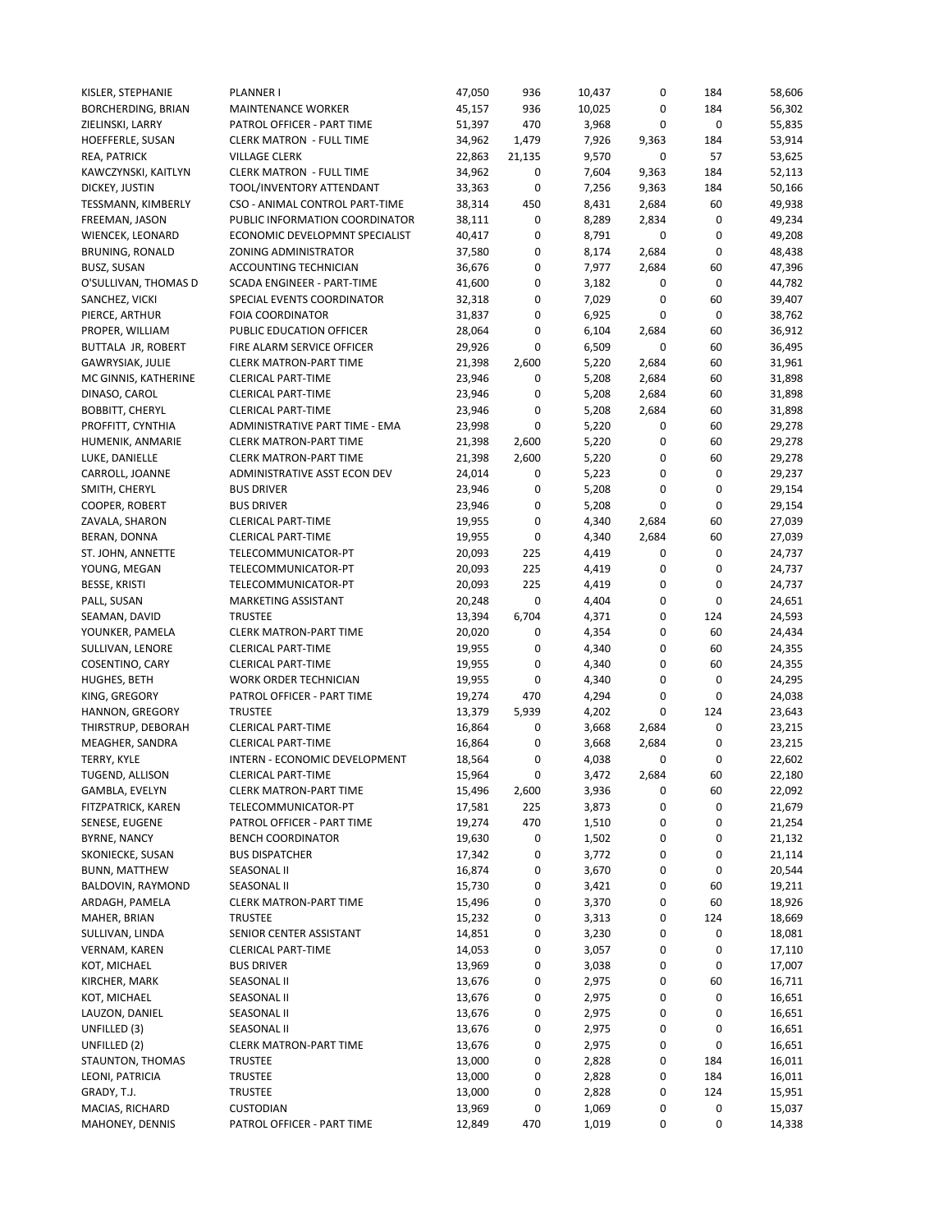| | | | | | | | |
|---|---|---|---|---|---|---|---|
| KISLER, STEPHANIE | PLANNER I | 47,050 | 936 | 10,437 | 0 | 184 | 58,606 |
| BORCHERDING, BRIAN | MAINTENANCE WORKER | 45,157 | 936 | 10,025 | 0 | 184 | 56,302 |
| ZIELINSKI, LARRY | PATROL OFFICER - PART TIME | 51,397 | 470 | 3,968 | 0 | 0 | 55,835 |
| HOEFFERLE, SUSAN | CLERK MATRON - FULL TIME | 34,962 | 1,479 | 7,926 | 9,363 | 184 | 53,914 |
| REA, PATRICK | VILLAGE CLERK | 22,863 | 21,135 | 9,570 | 0 | 57 | 53,625 |
| KAWCZYNSKI, KAITLYN | CLERK MATRON - FULL TIME | 34,962 | 0 | 7,604 | 9,363 | 184 | 52,113 |
| DICKEY, JUSTIN | TOOL/INVENTORY ATTENDANT | 33,363 | 0 | 7,256 | 9,363 | 184 | 50,166 |
| TESSMANN, KIMBERLY | CSO - ANIMAL CONTROL PART-TIME | 38,314 | 450 | 8,431 | 2,684 | 60 | 49,938 |
| FREEMAN, JASON | PUBLIC INFORMATION COORDINATOR | 38,111 | 0 | 8,289 | 2,834 | 0 | 49,234 |
| WIENCEK, LEONARD | ECONOMIC DEVELOPMNT SPECIALIST | 40,417 | 0 | 8,791 | 0 | 0 | 49,208 |
| BRUNING, RONALD | ZONING ADMINISTRATOR | 37,580 | 0 | 8,174 | 2,684 | 0 | 48,438 |
| BUSZ, SUSAN | ACCOUNTING TECHNICIAN | 36,676 | 0 | 7,977 | 2,684 | 60 | 47,396 |
| O'SULLIVAN, THOMAS D | SCADA ENGINEER - PART-TIME | 41,600 | 0 | 3,182 | 0 | 0 | 44,782 |
| SANCHEZ, VICKI | SPECIAL EVENTS COORDINATOR | 32,318 | 0 | 7,029 | 0 | 60 | 39,407 |
| PIERCE, ARTHUR | FOIA COORDINATOR | 31,837 | 0 | 6,925 | 0 | 0 | 38,762 |
| PROPER, WILLIAM | PUBLIC EDUCATION OFFICER | 28,064 | 0 | 6,104 | 2,684 | 60 | 36,912 |
| BUTTALA JR, ROBERT | FIRE ALARM SERVICE OFFICER | 29,926 | 0 | 6,509 | 0 | 60 | 36,495 |
| GAWRYSIAK, JULIE | CLERK MATRON-PART TIME | 21,398 | 2,600 | 5,220 | 2,684 | 60 | 31,961 |
| MC GINNIS, KATHERINE | CLERICAL PART-TIME | 23,946 | 0 | 5,208 | 2,684 | 60 | 31,898 |
| DINASO, CAROL | CLERICAL PART-TIME | 23,946 | 0 | 5,208 | 2,684 | 60 | 31,898 |
| BOBBITT, CHERYL | CLERICAL PART-TIME | 23,946 | 0 | 5,208 | 2,684 | 60 | 31,898 |
| PROFFITT, CYNTHIA | ADMINISTRATIVE PART TIME - EMA | 23,998 | 0 | 5,220 | 0 | 60 | 29,278 |
| HUMENIK, ANMARIE | CLERK MATRON-PART TIME | 21,398 | 2,600 | 5,220 | 0 | 60 | 29,278 |
| LUKE, DANIELLE | CLERK MATRON-PART TIME | 21,398 | 2,600 | 5,220 | 0 | 60 | 29,278 |
| CARROLL, JOANNE | ADMINISTRATIVE ASST ECON DEV | 24,014 | 0 | 5,223 | 0 | 0 | 29,237 |
| SMITH, CHERYL | BUS DRIVER | 23,946 | 0 | 5,208 | 0 | 0 | 29,154 |
| COOPER, ROBERT | BUS DRIVER | 23,946 | 0 | 5,208 | 0 | 0 | 29,154 |
| ZAVALA, SHARON | CLERICAL PART-TIME | 19,955 | 0 | 4,340 | 2,684 | 60 | 27,039 |
| BERAN, DONNA | CLERICAL PART-TIME | 19,955 | 0 | 4,340 | 2,684 | 60 | 27,039 |
| ST. JOHN, ANNETTE | TELECOMMUNICATOR-PT | 20,093 | 225 | 4,419 | 0 | 0 | 24,737 |
| YOUNG, MEGAN | TELECOMMUNICATOR-PT | 20,093 | 225 | 4,419 | 0 | 0 | 24,737 |
| BESSE, KRISTI | TELECOMMUNICATOR-PT | 20,093 | 225 | 4,419 | 0 | 0 | 24,737 |
| PALL, SUSAN | MARKETING ASSISTANT | 20,248 | 0 | 4,404 | 0 | 0 | 24,651 |
| SEAMAN, DAVID | TRUSTEE | 13,394 | 6,704 | 4,371 | 0 | 124 | 24,593 |
| YOUNKER, PAMELA | CLERK MATRON-PART TIME | 20,020 | 0 | 4,354 | 0 | 60 | 24,434 |
| SULLIVAN, LENORE | CLERICAL PART-TIME | 19,955 | 0 | 4,340 | 0 | 60 | 24,355 |
| COSENTINO, CARY | CLERICAL PART-TIME | 19,955 | 0 | 4,340 | 0 | 60 | 24,355 |
| HUGHES, BETH | WORK ORDER TECHNICIAN | 19,955 | 0 | 4,340 | 0 | 0 | 24,295 |
| KING, GREGORY | PATROL OFFICER - PART TIME | 19,274 | 470 | 4,294 | 0 | 0 | 24,038 |
| HANNON, GREGORY | TRUSTEE | 13,379 | 5,939 | 4,202 | 0 | 124 | 23,643 |
| THIRSTRUP, DEBORAH | CLERICAL PART-TIME | 16,864 | 0 | 3,668 | 2,684 | 0 | 23,215 |
| MEAGHER, SANDRA | CLERICAL PART-TIME | 16,864 | 0 | 3,668 | 2,684 | 0 | 23,215 |
| TERRY, KYLE | INTERN - ECONOMIC DEVELOPMENT | 18,564 | 0 | 4,038 | 0 | 0 | 22,602 |
| TUGEND, ALLISON | CLERICAL PART-TIME | 15,964 | 0 | 3,472 | 2,684 | 60 | 22,180 |
| GAMBLA, EVELYN | CLERK MATRON-PART TIME | 15,496 | 2,600 | 3,936 | 0 | 60 | 22,092 |
| FITZPATRICK, KAREN | TELECOMMUNICATOR-PT | 17,581 | 225 | 3,873 | 0 | 0 | 21,679 |
| SENESE, EUGENE | PATROL OFFICER - PART TIME | 19,274 | 470 | 1,510 | 0 | 0 | 21,254 |
| BYRNE, NANCY | BENCH COORDINATOR | 19,630 | 0 | 1,502 | 0 | 0 | 21,132 |
| SKONIECKE, SUSAN | BUS DISPATCHER | 17,342 | 0 | 3,772 | 0 | 0 | 21,114 |
| BUNN, MATTHEW | SEASONAL II | 16,874 | 0 | 3,670 | 0 | 0 | 20,544 |
| BALDOVIN, RAYMOND | SEASONAL II | 15,730 | 0 | 3,421 | 0 | 60 | 19,211 |
| ARDAGH, PAMELA | CLERK MATRON-PART TIME | 15,496 | 0 | 3,370 | 0 | 60 | 18,926 |
| MAHER, BRIAN | TRUSTEE | 15,232 | 0 | 3,313 | 0 | 124 | 18,669 |
| SULLIVAN, LINDA | SENIOR CENTER ASSISTANT | 14,851 | 0 | 3,230 | 0 | 0 | 18,081 |
| VERNAM, KAREN | CLERICAL PART-TIME | 14,053 | 0 | 3,057 | 0 | 0 | 17,110 |
| KOT, MICHAEL | BUS DRIVER | 13,969 | 0 | 3,038 | 0 | 0 | 17,007 |
| KIRCHER, MARK | SEASONAL II | 13,676 | 0 | 2,975 | 0 | 60 | 16,711 |
| KOT, MICHAEL | SEASONAL II | 13,676 | 0 | 2,975 | 0 | 0 | 16,651 |
| LAUZON, DANIEL | SEASONAL II | 13,676 | 0 | 2,975 | 0 | 0 | 16,651 |
| UNFILLED (3) | SEASONAL II | 13,676 | 0 | 2,975 | 0 | 0 | 16,651 |
| UNFILLED (2) | CLERK MATRON-PART TIME | 13,676 | 0 | 2,975 | 0 | 0 | 16,651 |
| STAUNTON, THOMAS | TRUSTEE | 13,000 | 0 | 2,828 | 0 | 184 | 16,011 |
| LEONI, PATRICIA | TRUSTEE | 13,000 | 0 | 2,828 | 0 | 184 | 16,011 |
| GRADY, T.J. | TRUSTEE | 13,000 | 0 | 2,828 | 0 | 124 | 15,951 |
| MACIAS, RICHARD | CUSTODIAN | 13,969 | 0 | 1,069 | 0 | 0 | 15,037 |
| MAHONEY, DENNIS | PATROL OFFICER - PART TIME | 12,849 | 470 | 1,019 | 0 | 0 | 14,338 |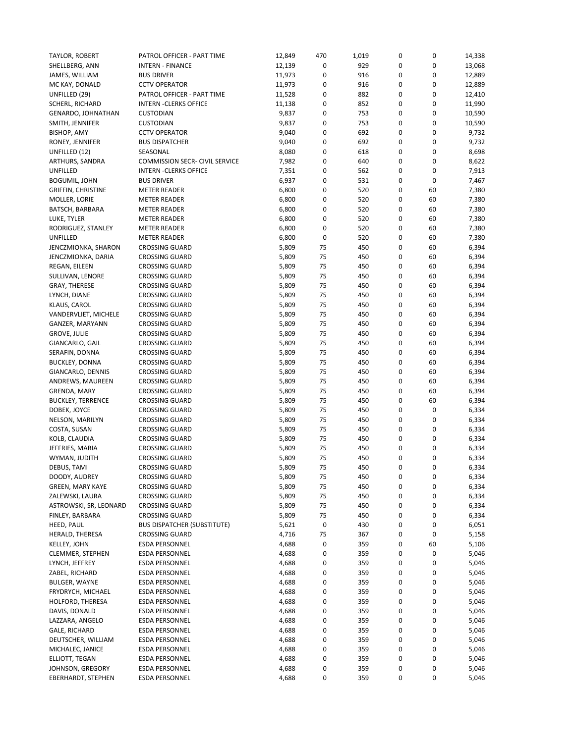| | | | | | | | |
|---|---|---|---|---|---|---|---|
| TAYLOR, ROBERT | PATROL OFFICER - PART TIME | 12,849 | 470 | 1,019 | 0 | 0 | 14,338 |
| SHELLBERG, ANN | INTERN - FINANCE | 12,139 | 0 | 929 | 0 | 0 | 13,068 |
| JAMES, WILLIAM | BUS DRIVER | 11,973 | 0 | 916 | 0 | 0 | 12,889 |
| MC KAY, DONALD | CCTV OPERATOR | 11,973 | 0 | 916 | 0 | 0 | 12,889 |
| UNFILLED (29) | PATROL OFFICER - PART TIME | 11,528 | 0 | 882 | 0 | 0 | 12,410 |
| SCHERL, RICHARD | INTERN -CLERKS OFFICE | 11,138 | 0 | 852 | 0 | 0 | 11,990 |
| GENARDO, JOHNATHAN | CUSTODIAN | 9,837 | 0 | 753 | 0 | 0 | 10,590 |
| SMITH, JENNIFER | CUSTODIAN | 9,837 | 0 | 753 | 0 | 0 | 10,590 |
| BISHOP, AMY | CCTV OPERATOR | 9,040 | 0 | 692 | 0 | 0 | 9,732 |
| RONEY, JENNIFER | BUS DISPATCHER | 9,040 | 0 | 692 | 0 | 0 | 9,732 |
| UNFILLED (12) | SEASONAL | 8,080 | 0 | 618 | 0 | 0 | 8,698 |
| ARTHURS, SANDRA | COMMISSION SECR- CIVIL SERVICE | 7,982 | 0 | 640 | 0 | 0 | 8,622 |
| UNFILLED | INTERN -CLERKS OFFICE | 7,351 | 0 | 562 | 0 | 0 | 7,913 |
| BOGUMIL, JOHN | BUS DRIVER | 6,937 | 0 | 531 | 0 | 0 | 7,467 |
| GRIFFIN, CHRISTINE | METER READER | 6,800 | 0 | 520 | 0 | 60 | 7,380 |
| MOLLER, LORIE | METER READER | 6,800 | 0 | 520 | 0 | 60 | 7,380 |
| BATSCH, BARBARA | METER READER | 6,800 | 0 | 520 | 0 | 60 | 7,380 |
| LUKE, TYLER | METER READER | 6,800 | 0 | 520 | 0 | 60 | 7,380 |
| RODRIGUEZ, STANLEY | METER READER | 6,800 | 0 | 520 | 0 | 60 | 7,380 |
| UNFILLED | METER READER | 6,800 | 0 | 520 | 0 | 60 | 7,380 |
| JENCZMIONKA, SHARON | CROSSING GUARD | 5,809 | 75 | 450 | 0 | 60 | 6,394 |
| JENCZMIONKA, DARIA | CROSSING GUARD | 5,809 | 75 | 450 | 0 | 60 | 6,394 |
| REGAN, EILEEN | CROSSING GUARD | 5,809 | 75 | 450 | 0 | 60 | 6,394 |
| SULLIVAN, LENORE | CROSSING GUARD | 5,809 | 75 | 450 | 0 | 60 | 6,394 |
| GRAY, THERESE | CROSSING GUARD | 5,809 | 75 | 450 | 0 | 60 | 6,394 |
| LYNCH, DIANE | CROSSING GUARD | 5,809 | 75 | 450 | 0 | 60 | 6,394 |
| KLAUS, CAROL | CROSSING GUARD | 5,809 | 75 | 450 | 0 | 60 | 6,394 |
| VANDERVLIET, MICHELE | CROSSING GUARD | 5,809 | 75 | 450 | 0 | 60 | 6,394 |
| GANZER, MARYANN | CROSSING GUARD | 5,809 | 75 | 450 | 0 | 60 | 6,394 |
| GROVE, JULIE | CROSSING GUARD | 5,809 | 75 | 450 | 0 | 60 | 6,394 |
| GIANCARLO, GAIL | CROSSING GUARD | 5,809 | 75 | 450 | 0 | 60 | 6,394 |
| SERAFIN, DONNA | CROSSING GUARD | 5,809 | 75 | 450 | 0 | 60 | 6,394 |
| BUCKLEY, DONNA | CROSSING GUARD | 5,809 | 75 | 450 | 0 | 60 | 6,394 |
| GIANCARLO, DENNIS | CROSSING GUARD | 5,809 | 75 | 450 | 0 | 60 | 6,394 |
| ANDREWS, MAUREEN | CROSSING GUARD | 5,809 | 75 | 450 | 0 | 60 | 6,394 |
| GRENDA, MARY | CROSSING GUARD | 5,809 | 75 | 450 | 0 | 60 | 6,394 |
| BUCKLEY, TERRENCE | CROSSING GUARD | 5,809 | 75 | 450 | 0 | 60 | 6,394 |
| DOBEK, JOYCE | CROSSING GUARD | 5,809 | 75 | 450 | 0 | 0 | 6,334 |
| NELSON, MARILYN | CROSSING GUARD | 5,809 | 75 | 450 | 0 | 0 | 6,334 |
| COSTA, SUSAN | CROSSING GUARD | 5,809 | 75 | 450 | 0 | 0 | 6,334 |
| KOLB, CLAUDIA | CROSSING GUARD | 5,809 | 75 | 450 | 0 | 0 | 6,334 |
| JEFFRIES, MARIA | CROSSING GUARD | 5,809 | 75 | 450 | 0 | 0 | 6,334 |
| WYMAN, JUDITH | CROSSING GUARD | 5,809 | 75 | 450 | 0 | 0 | 6,334 |
| DEBUS, TAMI | CROSSING GUARD | 5,809 | 75 | 450 | 0 | 0 | 6,334 |
| DOODY, AUDREY | CROSSING GUARD | 5,809 | 75 | 450 | 0 | 0 | 6,334 |
| GREEN, MARY KAYE | CROSSING GUARD | 5,809 | 75 | 450 | 0 | 0 | 6,334 |
| ZALEWSKI, LAURA | CROSSING GUARD | 5,809 | 75 | 450 | 0 | 0 | 6,334 |
| ASTROWSKI, SR, LEONARD | CROSSING GUARD | 5,809 | 75 | 450 | 0 | 0 | 6,334 |
| FINLEY, BARBARA | CROSSING GUARD | 5,809 | 75 | 450 | 0 | 0 | 6,334 |
| HEED, PAUL | BUS DISPATCHER (SUBSTITUTE) | 5,621 | 0 | 430 | 0 | 0 | 6,051 |
| HERALD, THERESA | CROSSING GUARD | 4,716 | 75 | 367 | 0 | 0 | 5,158 |
| KELLEY, JOHN | ESDA PERSONNEL | 4,688 | 0 | 359 | 0 | 60 | 5,106 |
| CLEMMER, STEPHEN | ESDA PERSONNEL | 4,688 | 0 | 359 | 0 | 0 | 5,046 |
| LYNCH, JEFFREY | ESDA PERSONNEL | 4,688 | 0 | 359 | 0 | 0 | 5,046 |
| ZABEL, RICHARD | ESDA PERSONNEL | 4,688 | 0 | 359 | 0 | 0 | 5,046 |
| BULGER, WAYNE | ESDA PERSONNEL | 4,688 | 0 | 359 | 0 | 0 | 5,046 |
| FRYDRYCH, MICHAEL | ESDA PERSONNEL | 4,688 | 0 | 359 | 0 | 0 | 5,046 |
| HOLFORD, THERESA | ESDA PERSONNEL | 4,688 | 0 | 359 | 0 | 0 | 5,046 |
| DAVIS, DONALD | ESDA PERSONNEL | 4,688 | 0 | 359 | 0 | 0 | 5,046 |
| LAZZARA, ANGELO | ESDA PERSONNEL | 4,688 | 0 | 359 | 0 | 0 | 5,046 |
| GALE, RICHARD | ESDA PERSONNEL | 4,688 | 0 | 359 | 0 | 0 | 5,046 |
| DEUTSCHER, WILLIAM | ESDA PERSONNEL | 4,688 | 0 | 359 | 0 | 0 | 5,046 |
| MICHALEC, JANICE | ESDA PERSONNEL | 4,688 | 0 | 359 | 0 | 0 | 5,046 |
| ELLIOTT, TEGAN | ESDA PERSONNEL | 4,688 | 0 | 359 | 0 | 0 | 5,046 |
| JOHNSON, GREGORY | ESDA PERSONNEL | 4,688 | 0 | 359 | 0 | 0 | 5,046 |
| EBERHARDT, STEPHEN | ESDA PERSONNEL | 4,688 | 0 | 359 | 0 | 0 | 5,046 |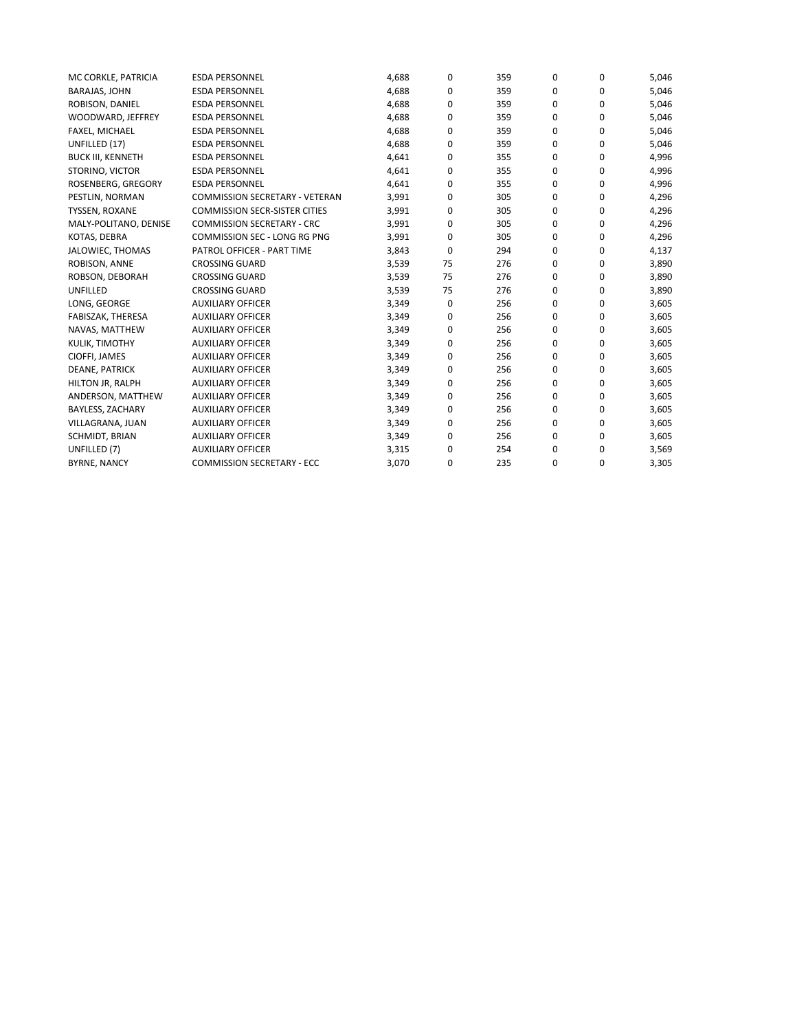| | | | | | | | |
|---|---|---|---|---|---|---|---|
| MC CORKLE, PATRICIA | ESDA PERSONNEL | 4,688 | 0 | 359 | 0 | 0 | 5,046 |
| BARAJAS, JOHN | ESDA PERSONNEL | 4,688 | 0 | 359 | 0 | 0 | 5,046 |
| ROBISON, DANIEL | ESDA PERSONNEL | 4,688 | 0 | 359 | 0 | 0 | 5,046 |
| WOODWARD, JEFFREY | ESDA PERSONNEL | 4,688 | 0 | 359 | 0 | 0 | 5,046 |
| FAXEL, MICHAEL | ESDA PERSONNEL | 4,688 | 0 | 359 | 0 | 0 | 5,046 |
| UNFILLED (17) | ESDA PERSONNEL | 4,688 | 0 | 359 | 0 | 0 | 5,046 |
| BUCK III, KENNETH | ESDA PERSONNEL | 4,641 | 0 | 355 | 0 | 0 | 4,996 |
| STORINO, VICTOR | ESDA PERSONNEL | 4,641 | 0 | 355 | 0 | 0 | 4,996 |
| ROSENBERG, GREGORY | ESDA PERSONNEL | 4,641 | 0 | 355 | 0 | 0 | 4,996 |
| PESTLIN, NORMAN | COMMISSION SECRETARY - VETERAN | 3,991 | 0 | 305 | 0 | 0 | 4,296 |
| TYSSEN, ROXANE | COMMISSION SECR-SISTER CITIES | 3,991 | 0 | 305 | 0 | 0 | 4,296 |
| MALY-POLITANO, DENISE | COMMISSION SECRETARY - CRC | 3,991 | 0 | 305 | 0 | 0 | 4,296 |
| KOTAS, DEBRA | COMMISSION SEC - LONG RG PNG | 3,991 | 0 | 305 | 0 | 0 | 4,296 |
| JALOWIEC, THOMAS | PATROL OFFICER - PART TIME | 3,843 | 0 | 294 | 0 | 0 | 4,137 |
| ROBISON, ANNE | CROSSING GUARD | 3,539 | 75 | 276 | 0 | 0 | 3,890 |
| ROBSON, DEBORAH | CROSSING GUARD | 3,539 | 75 | 276 | 0 | 0 | 3,890 |
| UNFILLED | CROSSING GUARD | 3,539 | 75 | 276 | 0 | 0 | 3,890 |
| LONG, GEORGE | AUXILIARY OFFICER | 3,349 | 0 | 256 | 0 | 0 | 3,605 |
| FABISZAK, THERESA | AUXILIARY OFFICER | 3,349 | 0 | 256 | 0 | 0 | 3,605 |
| NAVAS, MATTHEW | AUXILIARY OFFICER | 3,349 | 0 | 256 | 0 | 0 | 3,605 |
| KULIK, TIMOTHY | AUXILIARY OFFICER | 3,349 | 0 | 256 | 0 | 0 | 3,605 |
| CIOFFI, JAMES | AUXILIARY OFFICER | 3,349 | 0 | 256 | 0 | 0 | 3,605 |
| DEANE, PATRICK | AUXILIARY OFFICER | 3,349 | 0 | 256 | 0 | 0 | 3,605 |
| HILTON JR, RALPH | AUXILIARY OFFICER | 3,349 | 0 | 256 | 0 | 0 | 3,605 |
| ANDERSON, MATTHEW | AUXILIARY OFFICER | 3,349 | 0 | 256 | 0 | 0 | 3,605 |
| BAYLESS, ZACHARY | AUXILIARY OFFICER | 3,349 | 0 | 256 | 0 | 0 | 3,605 |
| VILLAGRANA, JUAN | AUXILIARY OFFICER | 3,349 | 0 | 256 | 0 | 0 | 3,605 |
| SCHMIDT, BRIAN | AUXILIARY OFFICER | 3,349 | 0 | 256 | 0 | 0 | 3,605 |
| UNFILLED (7) | AUXILIARY OFFICER | 3,315 | 0 | 254 | 0 | 0 | 3,569 |
| BYRNE, NANCY | COMMISSION SECRETARY - ECC | 3,070 | 0 | 235 | 0 | 0 | 3,305 |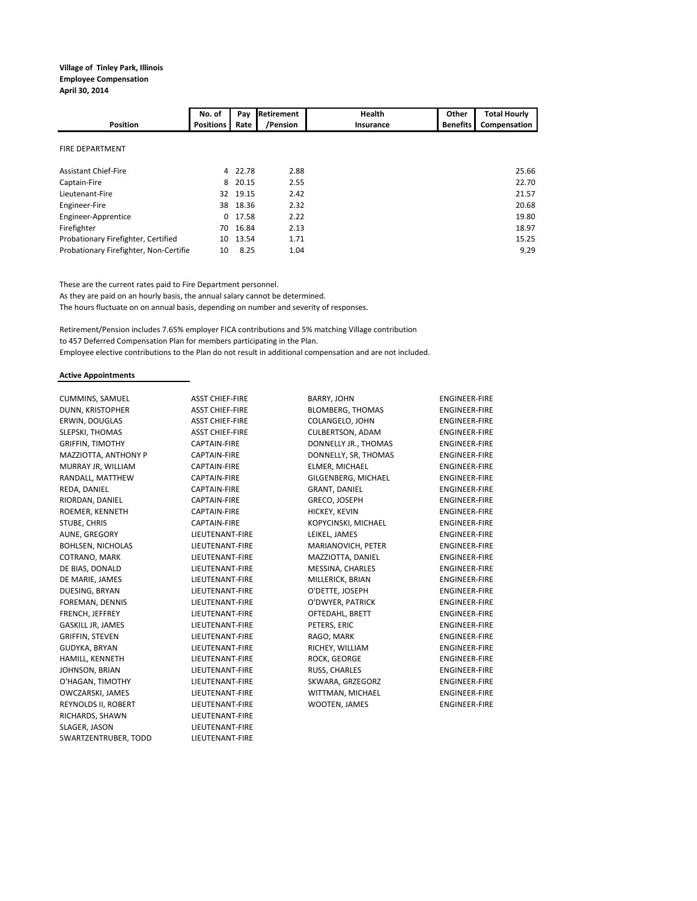**Village of Tinley Park, Illinois**
**Employee Compensation**
**April 30, 2014**

| Position | No. of Positions | Pay Rate | Retirement /Pension | Health Insurance | Other Benefits | Total Hourly Compensation |
|---|---|---|---|---|---|---|
| FIRE DEPARTMENT | | | | | | |
| Assistant Chief-Fire | 4 | 22.78 | 2.88 | | | 25.66 |
| Captain-Fire | 8 | 20.15 | 2.55 | | | 22.70 |
| Lieutenant-Fire | 32 | 19.15 | 2.42 | | | 21.57 |
| Engineer-Fire | 38 | 18.36 | 2.32 | | | 20.68 |
| Engineer-Apprentice | 0 | 17.58 | 2.22 | | | 19.80 |
| Firefighter | 70 | 16.84 | 2.13 | | | 18.97 |
| Probationary Firefighter, Certified | 10 | 13.54 | 1.71 | | | 15.25 |
| Probationary Firefighter, Non-Certifie | 10 | 8.25 | 1.04 | | | 9.29 |

These are the current rates paid to Fire Department personnel.
As they are paid on an hourly basis, the annual salary cannot be determined.
The hours fluctuate on on annual basis, depending on number and severity of responses.

Retirement/Pension includes 7.65% employer FICA contributions and 5% matching Village contribution
to 457 Deferred Compensation Plan for members participating in the Plan.
Employee elective contributions to the Plan do not result in additional compensation and are not included.

**Active Appointments**

| Name | Position |
|---|---|
| CUMMINS, SAMUEL | ASST CHIEF-FIRE |
| DUNN, KRISTOPHER | ASST CHIEF-FIRE |
| ERWIN, DOUGLAS | ASST CHIEF-FIRE |
| SLEPSKI, THOMAS | ASST CHIEF-FIRE |
| GRIFFIN, TIMOTHY | CAPTAIN-FIRE |
| MAZZIOTTA, ANTHONY P | CAPTAIN-FIRE |
| MURRAY JR, WILLIAM | CAPTAIN-FIRE |
| RANDALL, MATTHEW | CAPTAIN-FIRE |
| REDA, DANIEL | CAPTAIN-FIRE |
| RIORDAN, DANIEL | CAPTAIN-FIRE |
| ROEMER, KENNETH | CAPTAIN-FIRE |
| STUBE, CHRIS | CAPTAIN-FIRE |
| AUNE, GREGORY | LIEUTENANT-FIRE |
| BOHLSEN, NICHOLAS | LIEUTENANT-FIRE |
| COTRANO, MARK | LIEUTENANT-FIRE |
| DE BIAS, DONALD | LIEUTENANT-FIRE |
| DE MARIE, JAMES | LIEUTENANT-FIRE |
| DUESING, BRYAN | LIEUTENANT-FIRE |
| FOREMAN, DENNIS | LIEUTENANT-FIRE |
| FRENCH, JEFFREY | LIEUTENANT-FIRE |
| GASKILL JR, JAMES | LIEUTENANT-FIRE |
| GRIFFIN, STEVEN | LIEUTENANT-FIRE |
| GUDYKA, BRYAN | LIEUTENANT-FIRE |
| HAMILL, KENNETH | LIEUTENANT-FIRE |
| JOHNSON, BRIAN | LIEUTENANT-FIRE |
| O'HAGAN, TIMOTHY | LIEUTENANT-FIRE |
| OWCZARSKI, JAMES | LIEUTENANT-FIRE |
| REYNOLDS II, ROBERT | LIEUTENANT-FIRE |
| RICHARDS, SHAWN | LIEUTENANT-FIRE |
| SLAGER, JASON | LIEUTENANT-FIRE |
| SWARTZENTRUBER, TODD | LIEUTENANT-FIRE |
| BARRY, JOHN | ENGINEER-FIRE |
| BLOMBERG, THOMAS | ENGINEER-FIRE |
| COLANGELO, JOHN | ENGINEER-FIRE |
| CULBERTSON, ADAM | ENGINEER-FIRE |
| DONNELLY JR., THOMAS | ENGINEER-FIRE |
| DONNELLY, SR, THOMAS | ENGINEER-FIRE |
| ELMER, MICHAEL | ENGINEER-FIRE |
| GILGENBERG, MICHAEL | ENGINEER-FIRE |
| GRANT, DANIEL | ENGINEER-FIRE |
| GRECO, JOSEPH | ENGINEER-FIRE |
| HICKEY, KEVIN | ENGINEER-FIRE |
| KOPYCINSKI, MICHAEL | ENGINEER-FIRE |
| LEIKEL, JAMES | ENGINEER-FIRE |
| MARIANOVICH, PETER | ENGINEER-FIRE |
| MAZZIOTTA, DANIEL | ENGINEER-FIRE |
| MESSINA, CHARLES | ENGINEER-FIRE |
| MILLERICK, BRIAN | ENGINEER-FIRE |
| O'DETTE, JOSEPH | ENGINEER-FIRE |
| O'DWYER, PATRICK | ENGINEER-FIRE |
| OFTEDAHL, BRETT | ENGINEER-FIRE |
| PETERS, ERIC | ENGINEER-FIRE |
| RAGO, MARK | ENGINEER-FIRE |
| RICHEY, WILLIAM | ENGINEER-FIRE |
| ROCK, GEORGE | ENGINEER-FIRE |
| RUSS, CHARLES | ENGINEER-FIRE |
| SKWARA, GRZEGORZ | ENGINEER-FIRE |
| WITTMAN, MICHAEL | ENGINEER-FIRE |
| WOOTEN, JAMES | ENGINEER-FIRE |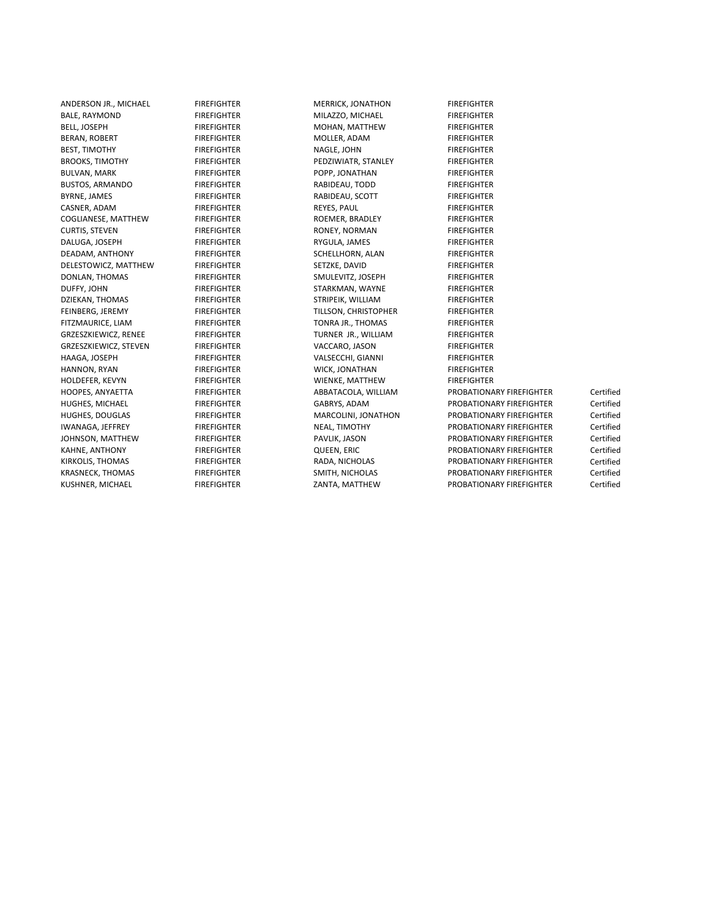| | | | | |
|---|---|---|---|---|
| ANDERSON JR., MICHAEL | FIREFIGHTER | MERRICK, JONATHON | FIREFIGHTER | |
| BALE, RAYMOND | FIREFIGHTER | MILAZZO, MICHAEL | FIREFIGHTER | |
| BELL, JOSEPH | FIREFIGHTER | MOHAN, MATTHEW | FIREFIGHTER | |
| BERAN, ROBERT | FIREFIGHTER | MOLLER, ADAM | FIREFIGHTER | |
| BEST, TIMOTHY | FIREFIGHTER | NAGLE, JOHN | FIREFIGHTER | |
| BROOKS, TIMOTHY | FIREFIGHTER | PEDZIWIATR, STANLEY | FIREFIGHTER | |
| BULVAN, MARK | FIREFIGHTER | POPP, JONATHAN | FIREFIGHTER | |
| BUSTOS, ARMANDO | FIREFIGHTER | RABIDEAU, TODD | FIREFIGHTER | |
| BYRNE, JAMES | FIREFIGHTER | RABIDEAU, SCOTT | FIREFIGHTER | |
| CASNER, ADAM | FIREFIGHTER | REYES, PAUL | FIREFIGHTER | |
| COGLIANESE, MATTHEW | FIREFIGHTER | ROEMER, BRADLEY | FIREFIGHTER | |
| CURTIS, STEVEN | FIREFIGHTER | RONEY, NORMAN | FIREFIGHTER | |
| DALUGA, JOSEPH | FIREFIGHTER | RYGULA, JAMES | FIREFIGHTER | |
| DEADAM, ANTHONY | FIREFIGHTER | SCHELLHORN, ALAN | FIREFIGHTER | |
| DELESTOWICZ, MATTHEW | FIREFIGHTER | SETZKE, DAVID | FIREFIGHTER | |
| DONLAN, THOMAS | FIREFIGHTER | SMULEVITZ, JOSEPH | FIREFIGHTER | |
| DUFFY, JOHN | FIREFIGHTER | STARKMAN, WAYNE | FIREFIGHTER | |
| DZIEKAN, THOMAS | FIREFIGHTER | STRIPEIK, WILLIAM | FIREFIGHTER | |
| FEINBERG, JEREMY | FIREFIGHTER | TILLSON, CHRISTOPHER | FIREFIGHTER | |
| FITZMAURICE, LIAM | FIREFIGHTER | TONRA JR., THOMAS | FIREFIGHTER | |
| GRZESZKIEWICZ, RENEE | FIREFIGHTER | TURNER JR., WILLIAM | FIREFIGHTER | |
| GRZESZKIEWICZ, STEVEN | FIREFIGHTER | VACCARO, JASON | FIREFIGHTER | |
| HAAGA, JOSEPH | FIREFIGHTER | VALSECCHI, GIANNI | FIREFIGHTER | |
| HANNON, RYAN | FIREFIGHTER | WICK, JONATHAN | FIREFIGHTER | |
| HOLDEFER, KEVYN | FIREFIGHTER | WIENKE, MATTHEW | FIREFIGHTER | |
| HOOPES, ANYAETTA | FIREFIGHTER | ABBATACOLA, WILLIAM | PROBATIONARY FIREFIGHTER | Certified |
| HUGHES, MICHAEL | FIREFIGHTER | GABRYS, ADAM | PROBATIONARY FIREFIGHTER | Certified |
| HUGHES, DOUGLAS | FIREFIGHTER | MARCOLINI, JONATHON | PROBATIONARY FIREFIGHTER | Certified |
| IWANAGA, JEFFREY | FIREFIGHTER | NEAL, TIMOTHY | PROBATIONARY FIREFIGHTER | Certified |
| JOHNSON, MATTHEW | FIREFIGHTER | PAVLIK, JASON | PROBATIONARY FIREFIGHTER | Certified |
| KAHNE, ANTHONY | FIREFIGHTER | QUEEN, ERIC | PROBATIONARY FIREFIGHTER | Certified |
| KIRKOLIS, THOMAS | FIREFIGHTER | RADA, NICHOLAS | PROBATIONARY FIREFIGHTER | Certified |
| KRASNECK, THOMAS | FIREFIGHTER | SMITH, NICHOLAS | PROBATIONARY FIREFIGHTER | Certified |
| KUSHNER, MICHAEL | FIREFIGHTER | ZANTA, MATTHEW | PROBATIONARY FIREFIGHTER | Certified |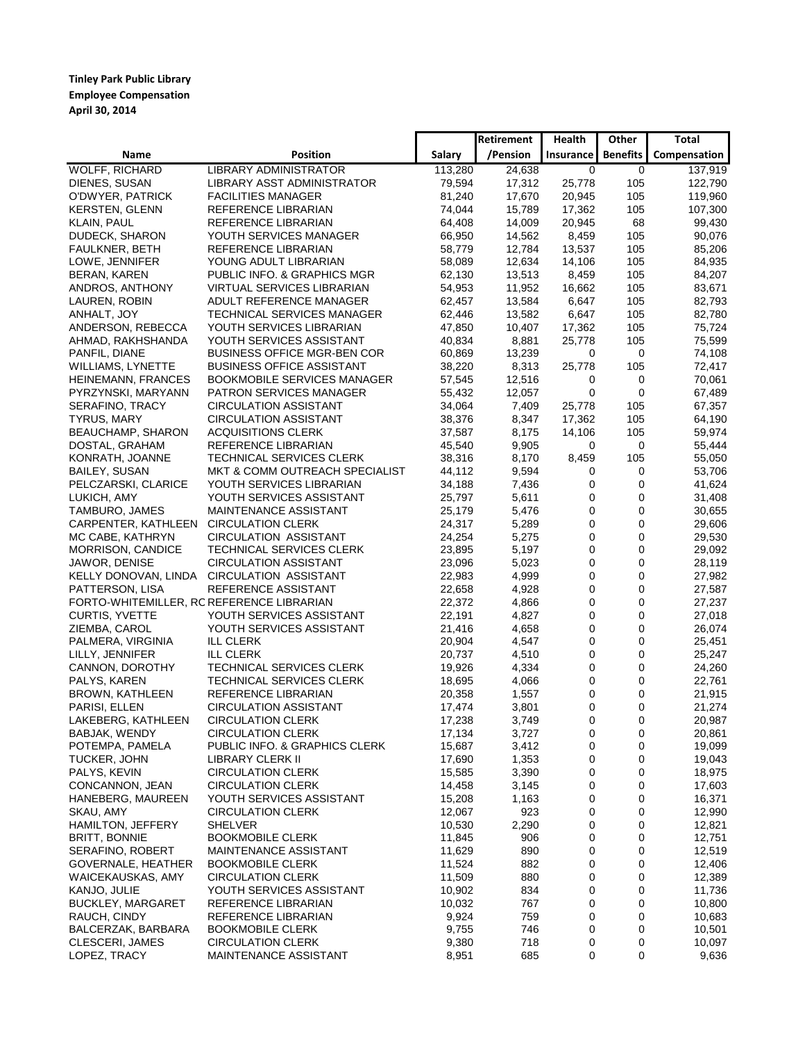**Tinley Park Public Library**
**Employee Compensation**
**April 30, 2014**

| Name | Position | Salary | Retirement /Pension | Health Insurance | Other Benefits | Total Compensation |
|---|---|---|---|---|---|---|
| WOLFF, RICHARD | LIBRARY ADMINISTRATOR | 113,280 | 24,638 | 0 | 0 | 137,919 |
| DIENES, SUSAN | LIBRARY ASST ADMINISTRATOR | 79,594 | 17,312 | 25,778 | 105 | 122,790 |
| O'DWYER, PATRICK | FACILITIES MANAGER | 81,240 | 17,670 | 20,945 | 105 | 119,960 |
| KERSTEN, GLENN | REFERENCE LIBRARIAN | 74,044 | 15,789 | 17,362 | 105 | 107,300 |
| KLAIN, PAUL | REFERENCE LIBRARIAN | 64,408 | 14,009 | 20,945 | 68 | 99,430 |
| DUDECK, SHARON | YOUTH SERVICES MANAGER | 66,950 | 14,562 | 8,459 | 105 | 90,076 |
| FAULKNER, BETH | REFERENCE LIBRARIAN | 58,779 | 12,784 | 13,537 | 105 | 85,206 |
| LOWE, JENNIFER | YOUNG ADULT LIBRARIAN | 58,089 | 12,634 | 14,106 | 105 | 84,935 |
| BERAN, KAREN | PUBLIC INFO. & GRAPHICS MGR | 62,130 | 13,513 | 8,459 | 105 | 84,207 |
| ANDROS, ANTHONY | VIRTUAL SERVICES LIBRARIAN | 54,953 | 11,952 | 16,662 | 105 | 83,671 |
| LAUREN, ROBIN | ADULT REFERENCE MANAGER | 62,457 | 13,584 | 6,647 | 105 | 82,793 |
| ANHALT, JOY | TECHNICAL SERVICES MANAGER | 62,446 | 13,582 | 6,647 | 105 | 82,780 |
| ANDERSON, REBECCA | YOUTH SERVICES LIBRARIAN | 47,850 | 10,407 | 17,362 | 105 | 75,724 |
| AHMAD, RAKHSHANDA | YOUTH SERVICES ASSISTANT | 40,834 | 8,881 | 25,778 | 105 | 75,599 |
| PANFIL, DIANE | BUSINESS OFFICE MGR-BEN COR | 60,869 | 13,239 | 0 | 0 | 74,108 |
| WILLIAMS, LYNETTE | BUSINESS OFFICE ASSISTANT | 38,220 | 8,313 | 25,778 | 105 | 72,417 |
| HEINEMANN, FRANCES | BOOKMOBILE SERVICES MANAGER | 57,545 | 12,516 | 0 | 0 | 70,061 |
| PYRZYNSKI, MARYANN | PATRON SERVICES MANAGER | 55,432 | 12,057 | 0 | 0 | 67,489 |
| SERAFINO, TRACY | CIRCULATION ASSISTANT | 34,064 | 7,409 | 25,778 | 105 | 67,357 |
| TYRUS, MARY | CIRCULATION ASSISTANT | 38,376 | 8,347 | 17,362 | 105 | 64,190 |
| BEAUCHAMP, SHARON | ACQUISITIONS CLERK | 37,587 | 8,175 | 14,106 | 105 | 59,974 |
| DOSTAL, GRAHAM | REFERENCE LIBRARIAN | 45,540 | 9,905 | 0 | 0 | 55,444 |
| KONRATH, JOANNE | TECHNICAL SERVICES CLERK | 38,316 | 8,170 | 8,459 | 105 | 55,050 |
| BAILEY, SUSAN | MKT & COMM OUTREACH SPECIALIST | 44,112 | 9,594 | 0 | 0 | 53,706 |
| PELCZARSKI, CLARICE | YOUTH SERVICES LIBRARIAN | 34,188 | 7,436 | 0 | 0 | 41,624 |
| LUKICH, AMY | YOUTH SERVICES ASSISTANT | 25,797 | 5,611 | 0 | 0 | 31,408 |
| TAMBURO, JAMES | MAINTENANCE ASSISTANT | 25,179 | 5,476 | 0 | 0 | 30,655 |
| CARPENTER, KATHLEEN | CIRCULATION CLERK | 24,317 | 5,289 | 0 | 0 | 29,606 |
| MC CABE, KATHRYN | CIRCULATION ASSISTANT | 24,254 | 5,275 | 0 | 0 | 29,530 |
| MORRISON, CANDICE | TECHNICAL SERVICES CLERK | 23,895 | 5,197 | 0 | 0 | 29,092 |
| JAWOR, DENISE | CIRCULATION ASSISTANT | 23,096 | 5,023 | 0 | 0 | 28,119 |
| KELLY DONOVAN, LINDA | CIRCULATION ASSISTANT | 22,983 | 4,999 | 0 | 0 | 27,982 |
| PATTERSON, LISA | REFERENCE ASSISTANT | 22,658 | 4,928 | 0 | 0 | 27,587 |
| FORTO-WHITEMILLER, RC | REFERENCE LIBRARIAN | 22,372 | 4,866 | 0 | 0 | 27,237 |
| CURTIS, YVETTE | YOUTH SERVICES ASSISTANT | 22,191 | 4,827 | 0 | 0 | 27,018 |
| ZIEMBA, CAROL | YOUTH SERVICES ASSISTANT | 21,416 | 4,658 | 0 | 0 | 26,074 |
| PALMERA, VIRGINIA | ILL CLERK | 20,904 | 4,547 | 0 | 0 | 25,451 |
| LILLY, JENNIFER | ILL CLERK | 20,737 | 4,510 | 0 | 0 | 25,247 |
| CANNON, DOROTHY | TECHNICAL SERVICES CLERK | 19,926 | 4,334 | 0 | 0 | 24,260 |
| PALYS, KAREN | TECHNICAL SERVICES CLERK | 18,695 | 4,066 | 0 | 0 | 22,761 |
| BROWN, KATHLEEN | REFERENCE LIBRARIAN | 20,358 | 1,557 | 0 | 0 | 21,915 |
| PARISI, ELLEN | CIRCULATION ASSISTANT | 17,474 | 3,801 | 0 | 0 | 21,274 |
| LAKEBERG, KATHLEEN | CIRCULATION CLERK | 17,238 | 3,749 | 0 | 0 | 20,987 |
| BABJAK, WENDY | CIRCULATION CLERK | 17,134 | 3,727 | 0 | 0 | 20,861 |
| POTEMPA, PAMELA | PUBLIC INFO. & GRAPHICS CLERK | 15,687 | 3,412 | 0 | 0 | 19,099 |
| TUCKER, JOHN | LIBRARY CLERK II | 17,690 | 1,353 | 0 | 0 | 19,043 |
| PALYS, KEVIN | CIRCULATION CLERK | 15,585 | 3,390 | 0 | 0 | 18,975 |
| CONCANNON, JEAN | CIRCULATION CLERK | 14,458 | 3,145 | 0 | 0 | 17,603 |
| HANEBERG, MAUREEN | YOUTH SERVICES ASSISTANT | 15,208 | 1,163 | 0 | 0 | 16,371 |
| SKAU, AMY | CIRCULATION CLERK | 12,067 | 923 | 0 | 0 | 12,990 |
| HAMILTON, JEFFERY | SHELVER | 10,530 | 2,290 | 0 | 0 | 12,821 |
| BRITT, BONNIE | BOOKMOBILE CLERK | 11,845 | 906 | 0 | 0 | 12,751 |
| SERAFINO, ROBERT | MAINTENANCE ASSISTANT | 11,629 | 890 | 0 | 0 | 12,519 |
| GOVERNALE, HEATHER | BOOKMOBILE CLERK | 11,524 | 882 | 0 | 0 | 12,406 |
| WAICEKAUSKAS, AMY | CIRCULATION CLERK | 11,509 | 880 | 0 | 0 | 12,389 |
| KANJO, JULIE | YOUTH SERVICES ASSISTANT | 10,902 | 834 | 0 | 0 | 11,736 |
| BUCKLEY, MARGARET | REFERENCE LIBRARIAN | 10,032 | 767 | 0 | 0 | 10,800 |
| RAUCH, CINDY | REFERENCE LIBRARIAN | 9,924 | 759 | 0 | 0 | 10,683 |
| BALCERZAK, BARBARA | BOOKMOBILE CLERK | 9,755 | 746 | 0 | 0 | 10,501 |
| CLESCERI, JAMES | CIRCULATION CLERK | 9,380 | 718 | 0 | 0 | 10,097 |
| LOPEZ, TRACY | MAINTENANCE ASSISTANT | 8,951 | 685 | 0 | 0 | 9,636 |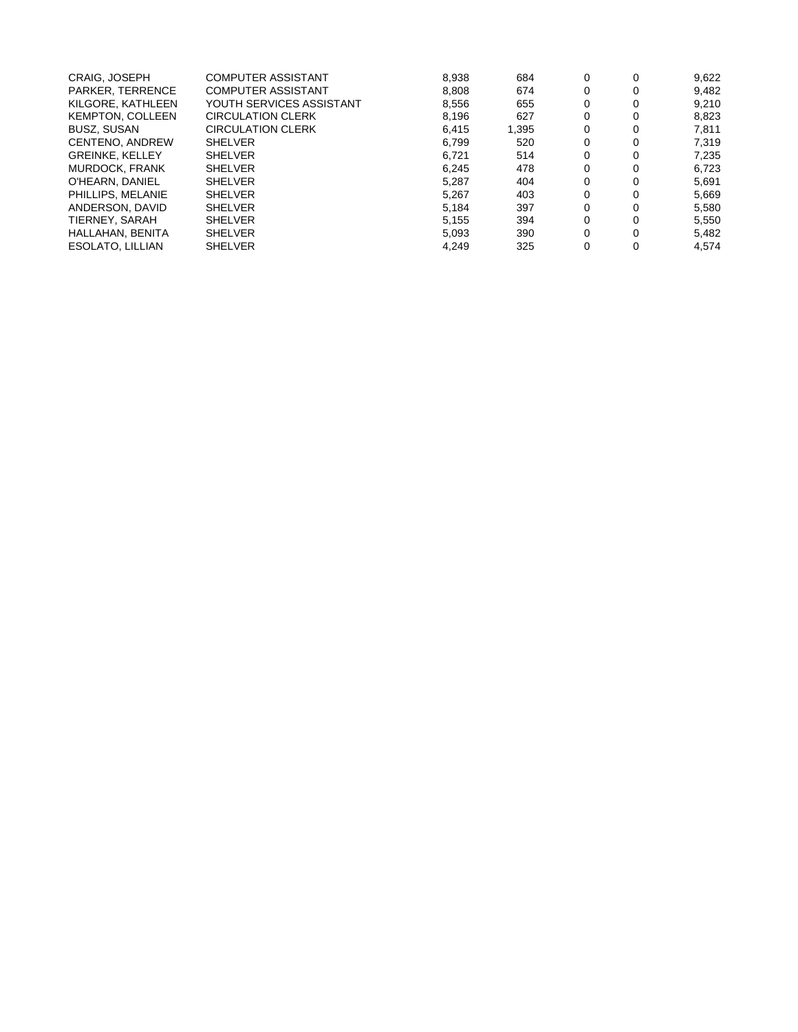| | | | | | | |
|---|---|---|---|---|---|---|
| CRAIG, JOSEPH | COMPUTER ASSISTANT | 8,938 | 684 | 0 | 0 | 9,622 |
| PARKER, TERRENCE | COMPUTER ASSISTANT | 8,808 | 674 | 0 | 0 | 9,482 |
| KILGORE, KATHLEEN | YOUTH SERVICES ASSISTANT | 8,556 | 655 | 0 | 0 | 9,210 |
| KEMPTON, COLLEEN | CIRCULATION CLERK | 8,196 | 627 | 0 | 0 | 8,823 |
| BUSZ, SUSAN | CIRCULATION CLERK | 6,415 | 1,395 | 0 | 0 | 7,811 |
| CENTENO, ANDREW | SHELVER | 6,799 | 520 | 0 | 0 | 7,319 |
| GREINKE, KELLEY | SHELVER | 6,721 | 514 | 0 | 0 | 7,235 |
| MURDOCK, FRANK | SHELVER | 6,245 | 478 | 0 | 0 | 6,723 |
| O'HEARN, DANIEL | SHELVER | 5,287 | 404 | 0 | 0 | 5,691 |
| PHILLIPS, MELANIE | SHELVER | 5,267 | 403 | 0 | 0 | 5,669 |
| ANDERSON, DAVID | SHELVER | 5,184 | 397 | 0 | 0 | 5,580 |
| TIERNEY, SARAH | SHELVER | 5,155 | 394 | 0 | 0 | 5,550 |
| HALLAHAN, BENITA | SHELVER | 5,093 | 390 | 0 | 0 | 5,482 |
| ESOLATO, LILLIAN | SHELVER | 4,249 | 325 | 0 | 0 | 4,574 |